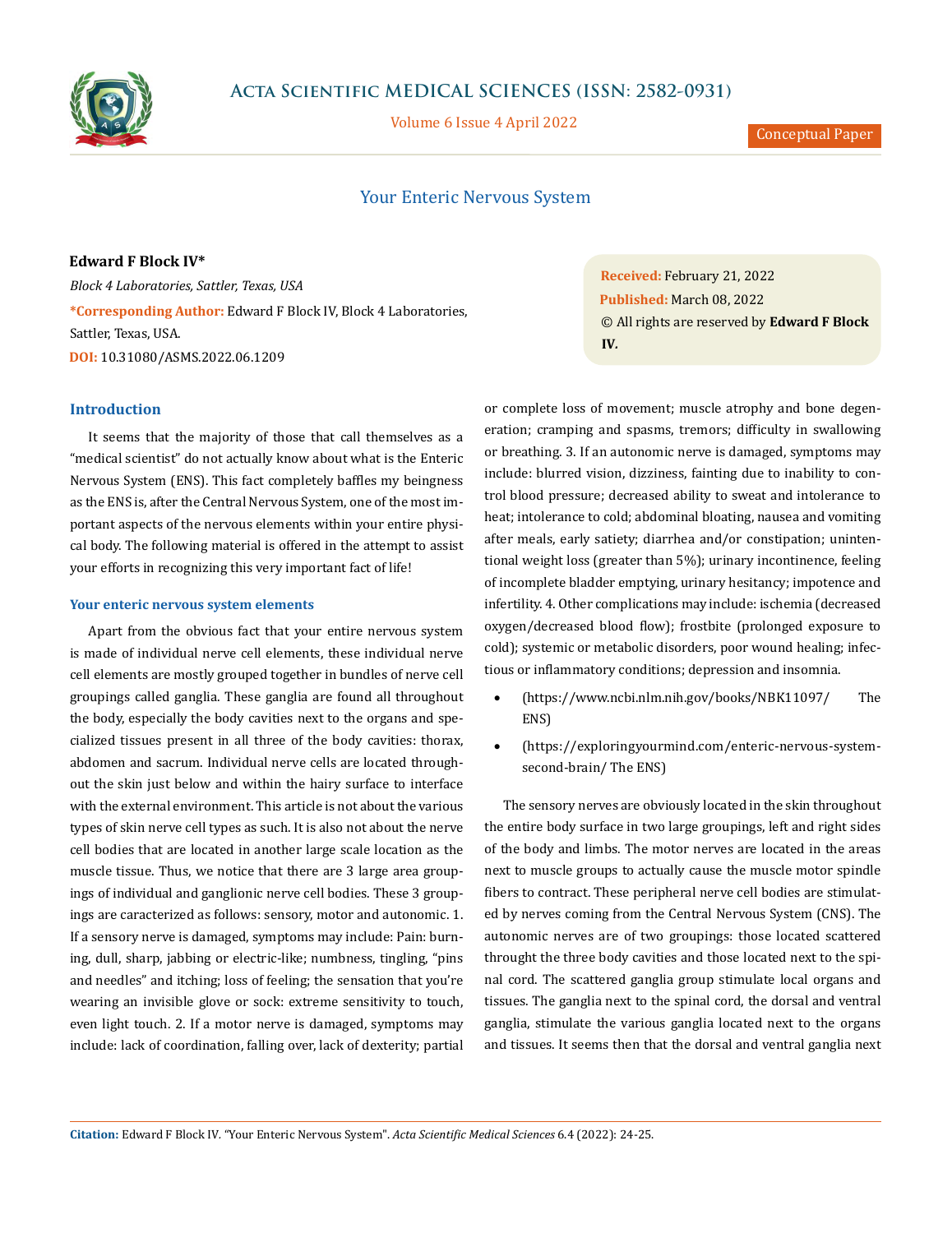Conceptual Paper

# Your Enteric Nervous System

**Edward F Block IV***

*Block 4 Laboratories, Sattler, Texas, USA*

***Corresponding Author:** Edward F Block IV, Block 4 Laboratories, Sattler, Texas, USA.

**DOI:** 10.31080/ASMS.2022.06.1209

**Received:** February 21, 2022
**Published:** March 08, 2022
© All rights are reserved by **Edward F Block IV.**

## Introduction

It seems that the majority of those that call themselves as a "medical scientist" do not actually know about what is the Enteric Nervous System (ENS). This fact completely baffles my beingness as the ENS is, after the Central Nervous System, one of the most important aspects of the nervous elements within your entire physical body. The following material is offered in the attempt to assist your efforts in recognizing this very important fact of life!

### Your enteric nervous system elements

Apart from the obvious fact that your entire nervous system is made of individual nerve cell elements, these individual nerve cell elements are mostly grouped together in bundles of nerve cell groupings called ganglia. These ganglia are found all throughout the body, especially the body cavities next to the organs and specialized tissues present in all three of the body cavities: thorax, abdomen and sacrum. Individual nerve cells are located throughout the skin just below and within the hairy surface to interface with the external environment. This article is not about the various types of skin nerve cell types as such. It is also not about the nerve cell bodies that are located in another large scale location as the muscle tissue. Thus, we notice that there are 3 large area groupings of individual and ganglionic nerve cell bodies. These 3 groupings are caracterized as follows: sensory, motor and autonomic. 1. If a sensory nerve is damaged, symptoms may include: Pain: burning, dull, sharp, jabbing or electric-like; numbness, tingling, "pins and needles" and itching; loss of feeling; the sensation that you're wearing an invisible glove or sock: extreme sensitivity to touch, even light touch. 2. If a motor nerve is damaged, symptoms may include: lack of coordination, falling over, lack of dexterity; partial or complete loss of movement; muscle atrophy and bone degeneration; cramping and spasms, tremors; difficulty in swallowing or breathing. 3. If an autonomic nerve is damaged, symptoms may include: blurred vision, dizziness, fainting due to inability to control blood pressure; decreased ability to sweat and intolerance to heat; intolerance to cold; abdominal bloating, nausea and vomiting after meals, early satiety; diarrhea and/or constipation; unintentional weight loss (greater than 5%); urinary incontinence, feeling of incomplete bladder emptying, urinary hesitancy; impotence and infertility. 4. Other complications may include: ischemia (decreased oxygen/decreased blood flow); frostbite (prolonged exposure to cold); systemic or metabolic disorders, poor wound healing; infectious or inflammatory conditions; depression and insomnia.

- (https://www.ncbi.nlm.nih.gov/books/NBK11097/ The ENS)
- (https://exploringyourmind.com/enteric-nervous-system-second-brain/ The ENS)

The sensory nerves are obviously located in the skin throughout the entire body surface in two large groupings, left and right sides of the body and limbs. The motor nerves are located in the areas next to muscle groups to actually cause the muscle motor spindle fibers to contract. These peripheral nerve cell bodies are stimulated by nerves coming from the Central Nervous System (CNS). The autonomic nerves are of two groupings: those located scattered throught the three body cavities and those located next to the spinal cord. The scattered ganglia group stimulate local organs and tissues. The ganglia next to the spinal cord, the dorsal and ventral ganglia, stimulate the various ganglia located next to the organs and tissues. It seems then that the dorsal and ventral ganglia next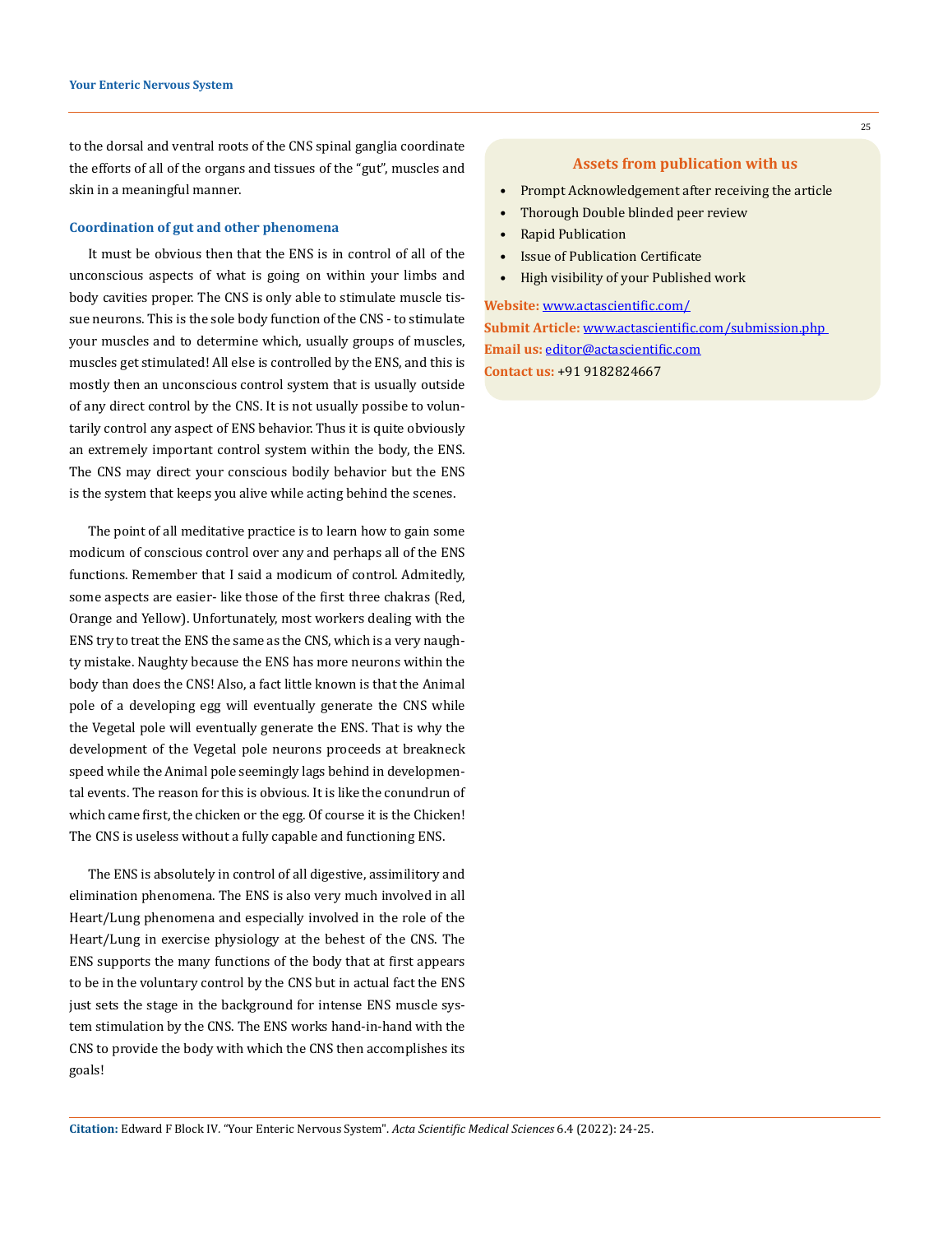to the dorsal and ventral roots of the CNS spinal ganglia coordinate the efforts of all of the organs and tissues of the "gut", muscles and skin in a meaningful manner.

### Coordination of gut and other phenomena

It must be obvious then that the ENS is in control of all of the unconscious aspects of what is going on within your limbs and body cavities proper. The CNS is only able to stimulate muscle tissue neurons. This is the sole body function of the CNS - to stimulate your muscles and to determine which, usually groups of muscles, muscles get stimulated! All else is controlled by the ENS, and this is mostly then an unconscious control system that is usually outside of any direct control by the CNS. It is not usually possibe to voluntarily control any aspect of ENS behavior. Thus it is quite obviously an extremely important control system within the body, the ENS. The CNS may direct your conscious bodily behavior but the ENS is the system that keeps you alive while acting behind the scenes.

The point of all meditative practice is to learn how to gain some modicum of conscious control over any and perhaps all of the ENS functions. Remember that I said a modicum of control. Admitedly, some aspects are easier- like those of the first three chakras (Red, Orange and Yellow). Unfortunately, most workers dealing with the ENS try to treat the ENS the same as the CNS, which is a very naughty mistake. Naughty because the ENS has more neurons within the body than does the CNS! Also, a fact little known is that the Animal pole of a developing egg will eventually generate the CNS while the Vegetal pole will eventually generate the ENS. That is why the development of the Vegetal pole neurons proceeds at breakneck speed while the Animal pole seemingly lags behind in developmental events. The reason for this is obvious. It is like the conundrun of which came first, the chicken or the egg. Of course it is the Chicken! The CNS is useless without a fully capable and functioning ENS.

The ENS is absolutely in control of all digestive, assimilitory and elimination phenomena. The ENS is also very much involved in all Heart/Lung phenomena and especially involved in the role of the Heart/Lung in exercise physiology at the behest of the CNS. The ENS supports the many functions of the body that at first appears to be in the voluntary control by the CNS but in actual fact the ENS just sets the stage in the background for intense ENS muscle system stimulation by the CNS. The ENS works hand-in-hand with the CNS to provide the body with which the CNS then accomplishes its goals!

### Assets from publication with us

- Prompt Acknowledgement after receiving the article
- Thorough Double blinded peer review
- Rapid Publication
- Issue of Publication Certificate
- High visibility of your Published work

**Website:** www.actascientific.com/
**Submit Article:** www.actascientific.com/submission.php
**Email us:** editor@actascientific.com
**Contact us:** +91 9182824667